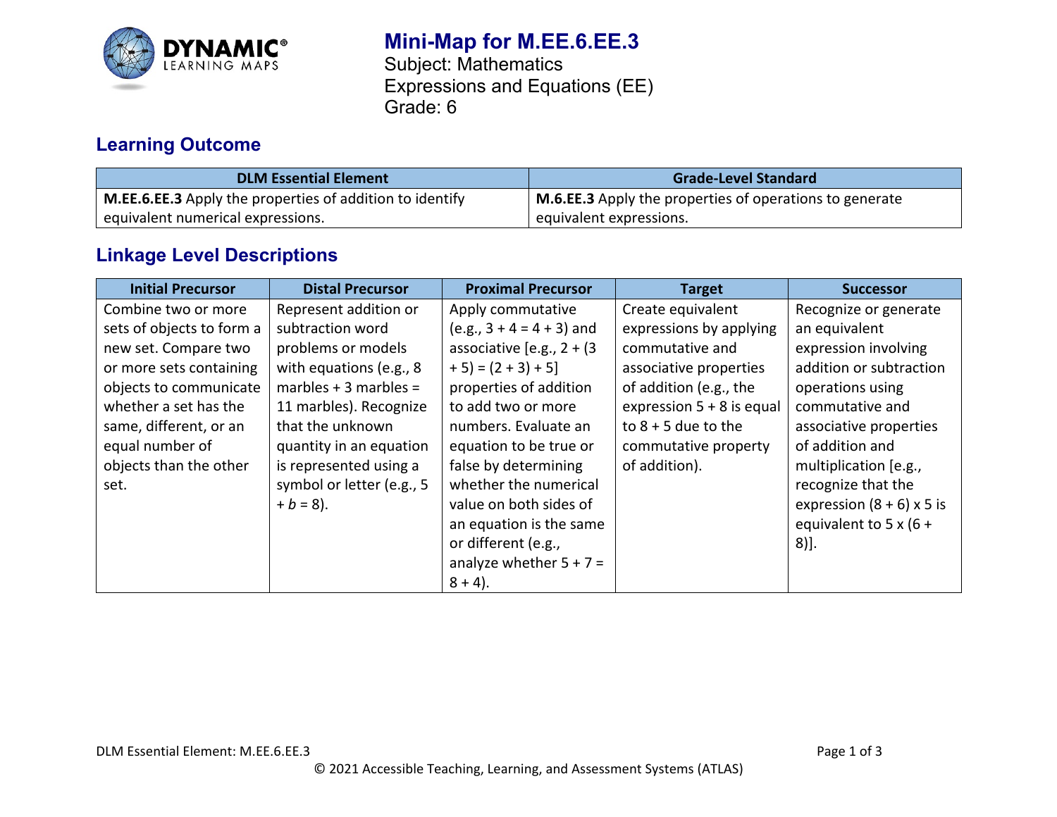# Mini-Map for M.EE.6.EE.3

Subject: Mathematics
Expressions and Equations (EE)
Grade: 6

## Learning Outcome

| DLM Essential Element | Grade-Level Standard |
|---|---|
| **M.EE.6.EE.3** Apply the properties of addition to identify equivalent numerical expressions. | **M.6.EE.3** Apply the properties of operations to generate equivalent expressions. |

## Linkage Level Descriptions

| Initial Precursor | Distal Precursor | Proximal Precursor | Target | Successor |
|---|---|---|---|---|
| Combine two or more sets of objects to form a new set. Compare two or more sets containing objects to communicate whether a set has the same, different, or an equal number of objects than the other set. | Represent addition or subtraction word problems or models with equations (e.g., 8 marbles + 3 marbles = 11 marbles). Recognize that the unknown quantity in an equation is represented using a symbol or letter (e.g., $5 + b = 8$). | Apply commutative (e.g., $3 + 4 = 4 + 3$) and associative [e.g., $2 + (3 + 5) = (2 + 3) + 5$] properties of addition to add two or more numbers. Evaluate an equation to be true or false by determining whether the numerical value on both sides of an equation is the same or different (e.g., analyze whether $5 + 7 = 8 + 4$). | Create equivalent expressions by applying commutative and associative properties of addition (e.g., the expression $5 + 8$ is equal to $8 + 5$ due to the commutative property of addition). | Recognize or generate an equivalent expression involving addition or subtraction operations using commutative and associative properties of addition and multiplication [e.g., recognize that the expression $(8 + 6) \times 5$ is equivalent to $5 \times (6 + 8)$]. |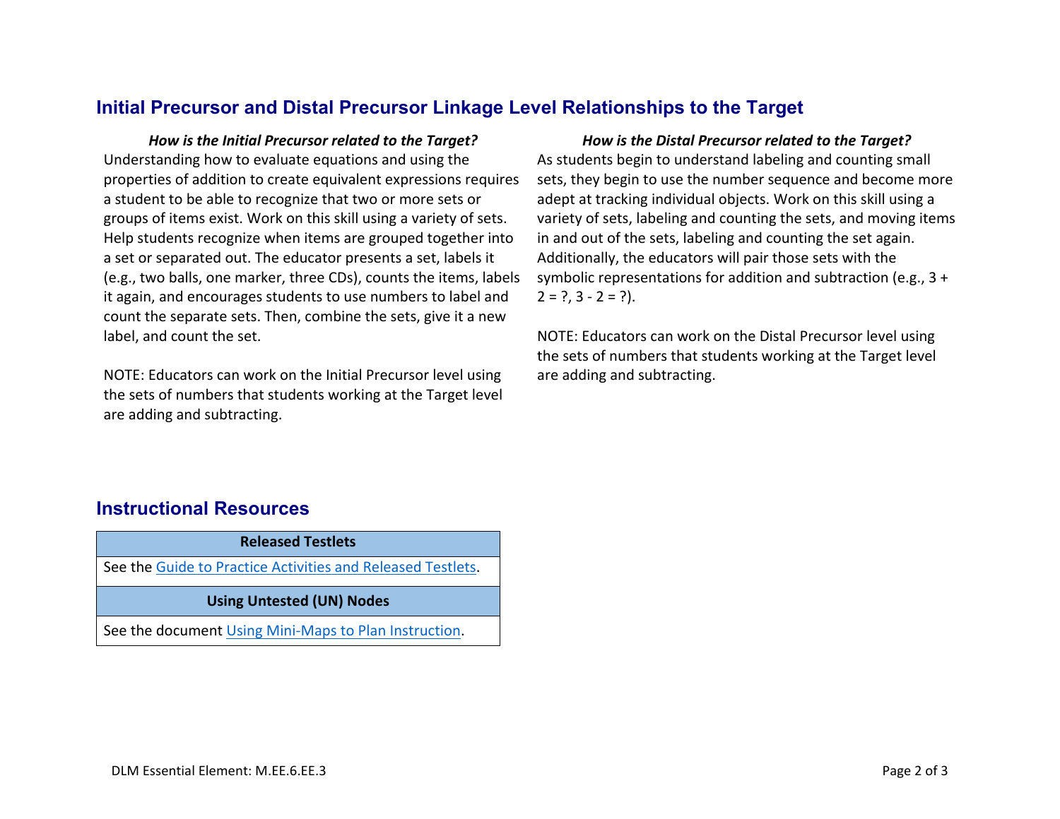## Initial Precursor and Distal Precursor Linkage Level Relationships to the Target

***How is the Initial Precursor related to the Target?***

Understanding how to evaluate equations and using the properties of addition to create equivalent expressions requires a student to be able to recognize that two or more sets or groups of items exist. Work on this skill using a variety of sets. Help students recognize when items are grouped together into a set or separated out. The educator presents a set, labels it (e.g., two balls, one marker, three CDs), counts the items, labels it again, and encourages students to use numbers to label and count the separate sets. Then, combine the sets, give it a new label, and count the set.

NOTE: Educators can work on the Initial Precursor level using the sets of numbers that students working at the Target level are adding and subtracting.

***How is the Distal Precursor related to the Target?***

As students begin to understand labeling and counting small sets, they begin to use the number sequence and become more adept at tracking individual objects. Work on this skill using a variety of sets, labeling and counting the sets, and moving items in and out of the sets, labeling and counting the set again. Additionally, the educators will pair those sets with the symbolic representations for addition and subtraction (e.g., 3 + 2 = ?, 3 - 2 = ?).

NOTE: Educators can work on the Distal Precursor level using the sets of numbers that students working at the Target level are adding and subtracting.

## Instructional Resources

| Released Testlets |
|---|
| See the Guide to Practice Activities and Released Testlets. |
| **Using Untested (UN) Nodes** |
| See the document Using Mini-Maps to Plan Instruction. |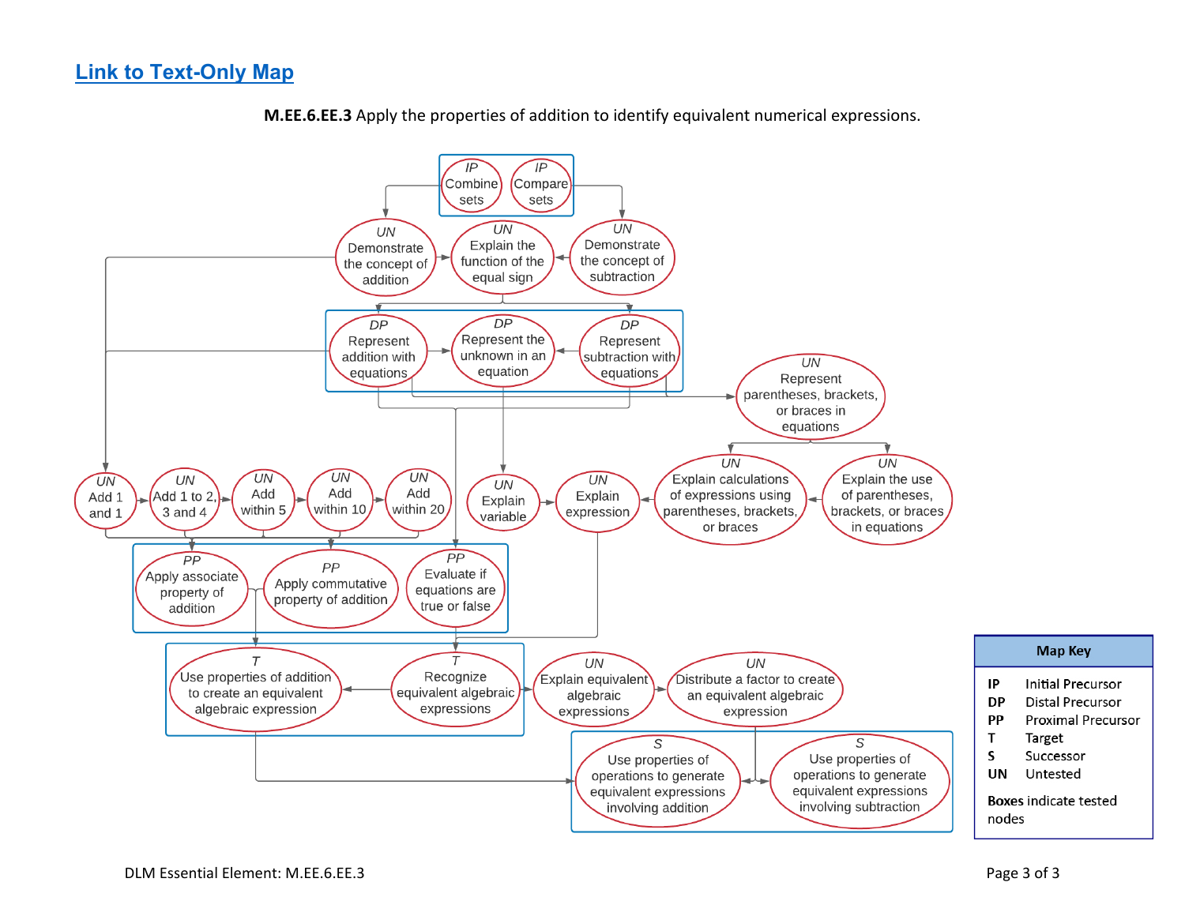[Link to Text-Only Map]

**M.EE.6.EE.3** Apply the properties of addition to identify equivalent numerical expressions.

IP
Combine sets

IP
Compare sets

UN
Demonstrate the concept of addition

UN
Explain the function of the equal sign

UN
Demonstrate the concept of subtraction

DP
Represent addition with equations

DP
Represent the unknown in an equation

DP
Represent subtraction with equations

UN
Represent parentheses, brackets, or braces in equations

UN
Add 1 and 1

UN
Add 1 to 2, 3 and 4

UN
Add within 5

UN
Add within 10

UN
Add within 20

UN
Explain variable

UN
Explain expression

UN
Explain calculations of expressions using parentheses, brackets, or braces

UN
Explain the use of parentheses, brackets, or braces in equations

PP
Apply associate property of addition

PP
Apply commutative property of addition

PP
Evaluate if equations are true or false

T
Use properties of addition to create an equivalent algebraic expression

T
Recognize equivalent algebraic expressions

UN
Explain equivalent algebraic expressions

UN
Distribute a factor to create an equivalent algebraic expression

S
Use properties of operations to generate equivalent expressions involving addition

S
Use properties of operations to generate equivalent expressions involving subtraction

**Map Key**

IP Initial Precursor
DP Distal Precursor
PP Proximal Precursor
T Target
S Successor
UN Untested

**Boxes** indicate tested nodes

DLM Essential Element: M.EE.6.EE.3